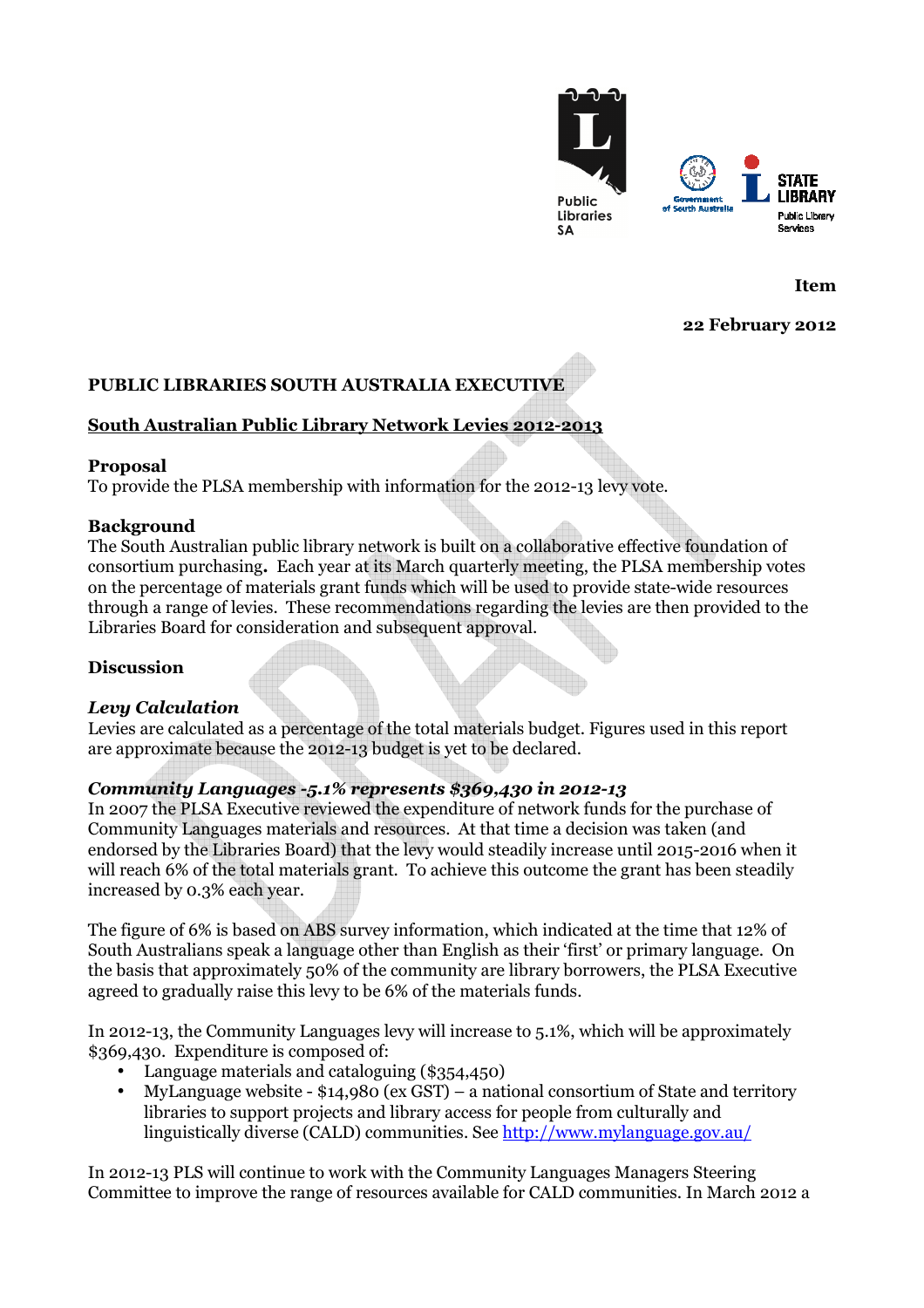**Item**

**22 February 2012**

**PUBLIC LIBRARIES SOUTH AUSTRALIA EXECUTIVE**

## South Australian Public Library Network Levies 2012-2013

### Proposal

To provide the PLSA membership with information for the 2012-13 levy vote.

### Background

The South Australian public library network is built on a collaborative effective foundation of consortium purchasing**.** Each year at its March quarterly meeting, the PLSA membership votes on the percentage of materials grant funds which will be used to provide state-wide resources through a range of levies. These recommendations regarding the levies are then provided to the Libraries Board for consideration and subsequent approval.

### Discussion

***Levy Calculation***

Levies are calculated as a percentage of the total materials budget. Figures used in this report are approximate because the 2012-13 budget is yet to be declared.

***Community Languages -5.1% represents $369,430 in 2012-13***

In 2007 the PLSA Executive reviewed the expenditure of network funds for the purchase of Community Languages materials and resources. At that time a decision was taken (and endorsed by the Libraries Board) that the levy would steadily increase until 2015-2016 when it will reach 6% of the total materials grant. To achieve this outcome the grant has been steadily increased by 0.3% each year.

The figure of 6% is based on ABS survey information, which indicated at the time that 12% of South Australians speak a language other than English as their 'first' or primary language. On the basis that approximately 50% of the community are library borrowers, the PLSA Executive agreed to gradually raise this levy to be 6% of the materials funds.

In 2012-13, the Community Languages levy will increase to 5.1%, which will be approximately $369,430. Expenditure is composed of:

- Language materials and cataloguing ($354,450)
- MyLanguage website - $14,980 (ex GST) – a national consortium of State and territory libraries to support projects and library access for people from culturally and linguistically diverse (CALD) communities. See http://www.mylanguage.gov.au/

In 2012-13 PLS will continue to work with the Community Languages Managers Steering Committee to improve the range of resources available for CALD communities. In March 2012 a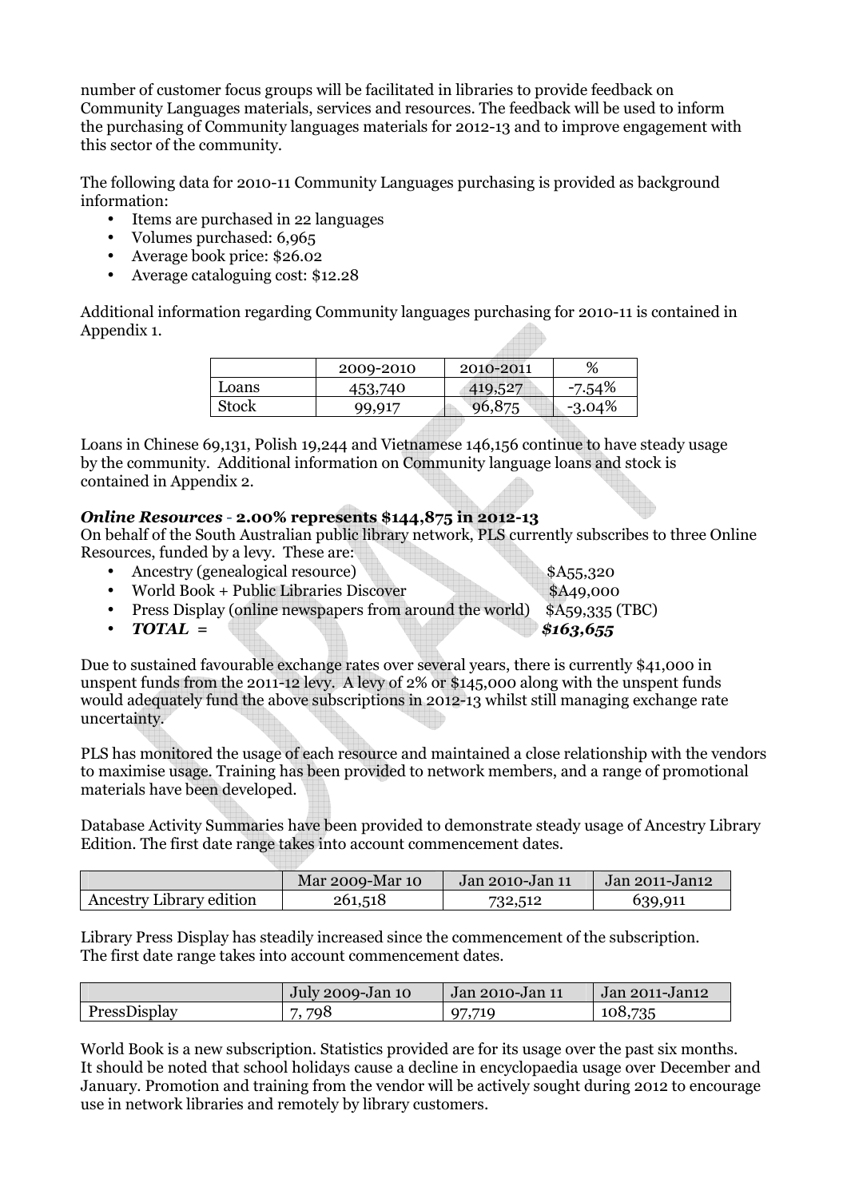number of customer focus groups will be facilitated in libraries to provide feedback on Community Languages materials, services and resources. The feedback will be used to inform the purchasing of Community languages materials for 2012-13 and to improve engagement with this sector of the community.

The following data for 2010-11 Community Languages purchasing is provided as background information:

- Items are purchased in 22 languages
- Volumes purchased: 6,965
- Average book price: $26.02
- Average cataloguing cost: $12.28

Additional information regarding Community languages purchasing for 2010-11 is contained in Appendix 1.

| | 2009-2010 | 2010-2011 | % |
|---|---|---|---|
| Loans | 453,740 | 419,527 | -7.54% |
| Stock | 99,917 | 96,875 | -3.04% |

Loans in Chinese 69,131, Polish 19,244 and Vietnamese 146,156 continue to have steady usage by the community. Additional information on Community language loans and stock is contained in Appendix 2.

***Online Resources*** - **2.00% represents $144,875 in 2012-13**

On behalf of the South Australian public library network, PLS currently subscribes to three Online Resources, funded by a levy. These are:

- Ancestry (genealogical resource) $A55,320
- World Book + Public Libraries Discover $A49,000
- Press Display (online newspapers from around the world) $A59,335 (TBC)
- ***TOTAL =*** ***$163,655***

Due to sustained favourable exchange rates over several years, there is currently $41,000 in unspent funds from the 2011-12 levy. A levy of 2% or $145,000 along with the unspent funds would adequately fund the above subscriptions in 2012-13 whilst still managing exchange rate uncertainty.

PLS has monitored the usage of each resource and maintained a close relationship with the vendors to maximise usage. Training has been provided to network members, and a range of promotional materials have been developed.

Database Activity Summaries have been provided to demonstrate steady usage of Ancestry Library Edition. The first date range takes into account commencement dates.

| | Mar 2009-Mar 10 | Jan 2010-Jan 11 | Jan 2011-Jan12 |
|---|---|---|---|
| Ancestry Library edition | 261,518 | 732,512 | 639,911 |

Library Press Display has steadily increased since the commencement of the subscription. The first date range takes into account commencement dates.

| | July 2009-Jan 10 | Jan 2010-Jan 11 | Jan 2011-Jan12 |
|---|---|---|---|
| PressDisplay | 7, 798 | 97,719 | 108,735 |

World Book is a new subscription. Statistics provided are for its usage over the past six months. It should be noted that school holidays cause a decline in encyclopaedia usage over December and January. Promotion and training from the vendor will be actively sought during 2012 to encourage use in network libraries and remotely by library customers.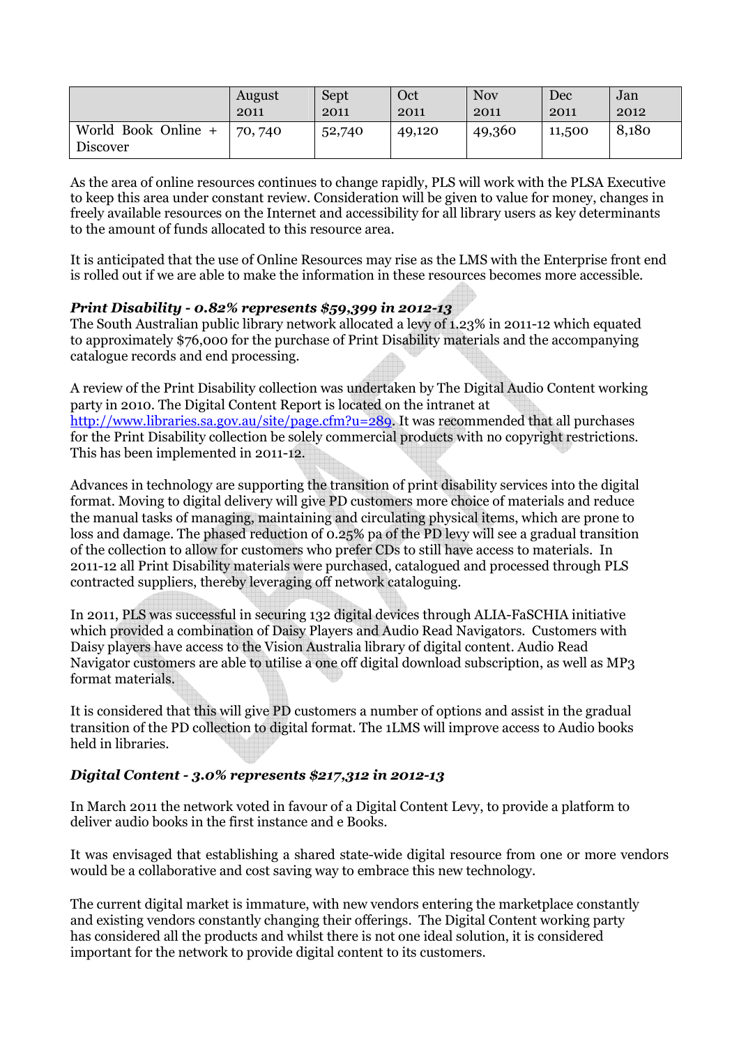|  | August 2011 | Sept 2011 | Oct 2011 | Nov 2011 | Dec 2011 | Jan 2012 |
|---|---|---|---|---|---|---|
| World Book Online + Discover | 70, 740 | 52,740 | 49,120 | 49,360 | 11,500 | 8,180 |

As the area of online resources continues to change rapidly, PLS will work with the PLSA Executive to keep this area under constant review. Consideration will be given to value for money, changes in freely available resources on the Internet and accessibility for all library users as key determinants to the amount of funds allocated to this resource area.

It is anticipated that the use of Online Resources may rise as the LMS with the Enterprise front end is rolled out if we are able to make the information in these resources becomes more accessible.

### *Print Disability - 0.82% represents $59,399 in 2012-13*

The South Australian public library network allocated a levy of 1.23% in 2011-12 which equated to approximately $76,000 for the purchase of Print Disability materials and the accompanying catalogue records and end processing.

A review of the Print Disability collection was undertaken by The Digital Audio Content working party in 2010. The Digital Content Report is located on the intranet at http://www.libraries.sa.gov.au/site/page.cfm?u=289. It was recommended that all purchases for the Print Disability collection be solely commercial products with no copyright restrictions. This has been implemented in 2011-12.

Advances in technology are supporting the transition of print disability services into the digital format. Moving to digital delivery will give PD customers more choice of materials and reduce the manual tasks of managing, maintaining and circulating physical items, which are prone to loss and damage. The phased reduction of 0.25% pa of the PD levy will see a gradual transition of the collection to allow for customers who prefer CDs to still have access to materials. In 2011-12 all Print Disability materials were purchased, catalogued and processed through PLS contracted suppliers, thereby leveraging off network cataloguing.

In 2011, PLS was successful in securing 132 digital devices through ALIA-FaSCHIA initiative which provided a combination of Daisy Players and Audio Read Navigators. Customers with Daisy players have access to the Vision Australia library of digital content. Audio Read Navigator customers are able to utilise a one off digital download subscription, as well as MP3 format materials.

It is considered that this will give PD customers a number of options and assist in the gradual transition of the PD collection to digital format. The 1LMS will improve access to Audio books held in libraries.

### *Digital Content - 3.0% represents $217,312 in 2012-13*

In March 2011 the network voted in favour of a Digital Content Levy, to provide a platform to deliver audio books in the first instance and e Books.

It was envisaged that establishing a shared state-wide digital resource from one or more vendors would be a collaborative and cost saving way to embrace this new technology.

The current digital market is immature, with new vendors entering the marketplace constantly and existing vendors constantly changing their offerings. The Digital Content working party has considered all the products and whilst there is not one ideal solution, it is considered important for the network to provide digital content to its customers.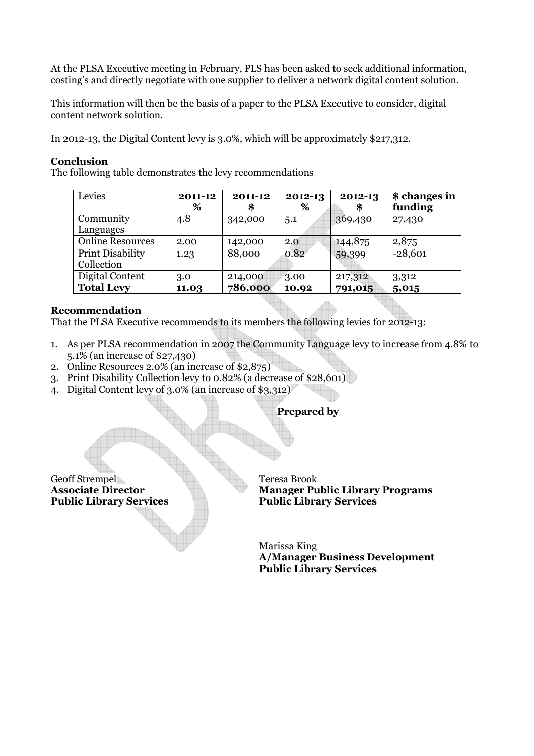At the PLSA Executive meeting in February, PLS has been asked to seek additional information, costing's and directly negotiate with one supplier to deliver a network digital content solution.

This information will then be the basis of a paper to the PLSA Executive to consider, digital content network solution.

In 2012-13, the Digital Content levy is 3.0%, which will be approximately $217,312.

**Conclusion**

The following table demonstrates the levy recommendations

| Levies | **2011-12 %** | **2011-12 $** | **2012-13 %** | **2012-13 $** | **$ changes in funding** |
|---|---|---|---|---|---|
| Community Languages | 4.8 | 342,000 | 5.1 | 369,430 | 27,430 |
| Online Resources | 2.00 | 142,000 | 2.0 | 144,875 | 2,875 |
| Print Disability Collection | 1.23 | 88,000 | 0.82 | 59,399 | -28,601 |
| Digital Content | 3.0 | 214,000 | 3.00 | 217,312 | 3,312 |
| **Total Levy** | **11.03** | **786,000** | **10.92** | **791,015** | **5,015** |

**Recommendation**

That the PLSA Executive recommends to its members the following levies for 2012-13:

1. As per PLSA recommendation in 2007 the Community Language levy to increase from 4.8% to 5.1% (an increase of $27,430)
2. Online Resources 2.0% (an increase of $2,875)
3. Print Disability Collection levy to 0.82% (a decrease of $28,601)
4. Digital Content levy of 3.0% (an increase of $3,312)

**Prepared by**

Geoff Strempel
**Associate Director**
**Public Library Services**

Teresa Brook
**Manager Public Library Programs**
**Public Library Services**

Marissa King
**A/Manager Business Development**
**Public Library Services**